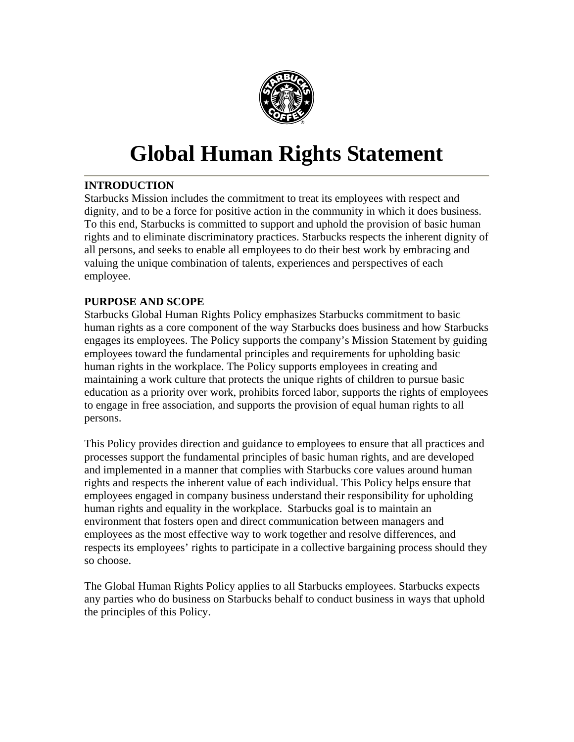# Global Human Rights Statement

## INTRODUCTION

Starbucks Mission includes the commitment to treat its employees with respect and dignity, and to be a force for positive action in the community in which it does business. To this end, Starbucks is committed to support and uphold the provision of basic human rights and to eliminate discriminatory practices. Starbucks respects the inherent dignity of all persons, and seeks to enable all employees to do their best work by embracing and valuing the unique combination of talents, experiences and perspectives of each employee.

## PURPOSE AND SCOPE

Starbucks Global Human Rights Policy emphasizes Starbucks commitment to basic human rights as a core component of the way Starbucks does business and how Starbucks engages its employees. The Policy supports the company's Mission Statement by guiding employees toward the fundamental principles and requirements for upholding basic human rights in the workplace. The Policy supports employees in creating and maintaining a work culture that protects the unique rights of children to pursue basic education as a priority over work, prohibits forced labor, supports the rights of employees to engage in free association, and supports the provision of equal human rights to all persons.

This Policy provides direction and guidance to employees to ensure that all practices and processes support the fundamental principles of basic human rights, and are developed and implemented in a manner that complies with Starbucks core values around human rights and respects the inherent value of each individual. This Policy helps ensure that employees engaged in company business understand their responsibility for upholding human rights and equality in the workplace. Starbucks goal is to maintain an environment that fosters open and direct communication between managers and employees as the most effective way to work together and resolve differences, and respects its employees' rights to participate in a collective bargaining process should they so choose.

The Global Human Rights Policy applies to all Starbucks employees. Starbucks expects any parties who do business on Starbucks behalf to conduct business in ways that uphold the principles of this Policy.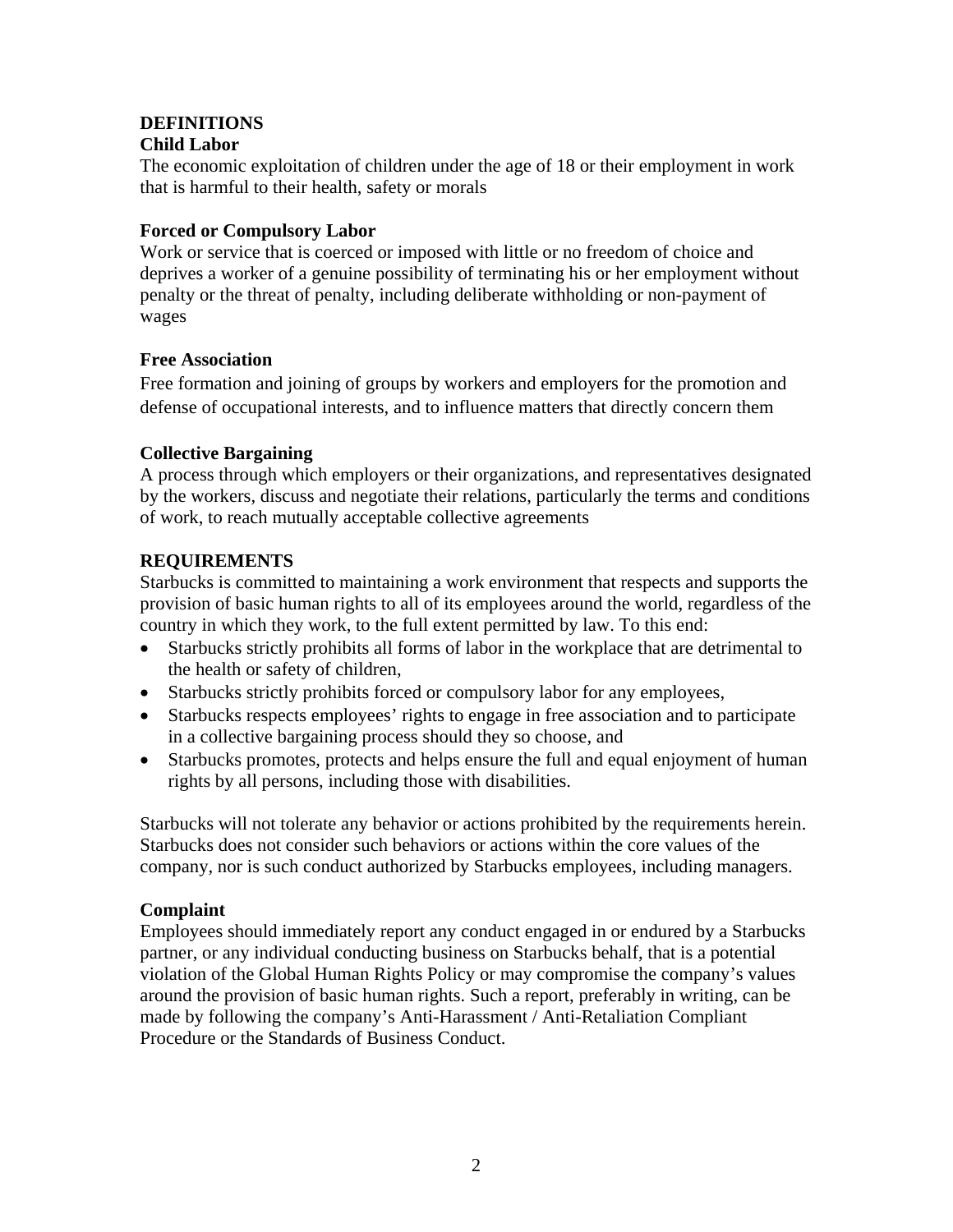## DEFINITIONS

### Child Labor

The economic exploitation of children under the age of 18 or their employment in work that is harmful to their health, safety or morals

### Forced or Compulsory Labor

Work or service that is coerced or imposed with little or no freedom of choice and deprives a worker of a genuine possibility of terminating his or her employment without penalty or the threat of penalty, including deliberate withholding or non-payment of wages

### Free Association

Free formation and joining of groups by workers and employers for the promotion and defense of occupational interests, and to influence matters that directly concern them

### Collective Bargaining

A process through which employers or their organizations, and representatives designated by the workers, discuss and negotiate their relations, particularly the terms and conditions of work, to reach mutually acceptable collective agreements

## REQUIREMENTS

Starbucks is committed to maintaining a work environment that respects and supports the provision of basic human rights to all of its employees around the world, regardless of the country in which they work, to the full extent permitted by law. To this end:

- Starbucks strictly prohibits all forms of labor in the workplace that are detrimental to the health or safety of children,
- Starbucks strictly prohibits forced or compulsory labor for any employees,
- Starbucks respects employees' rights to engage in free association and to participate in a collective bargaining process should they so choose, and
- Starbucks promotes, protects and helps ensure the full and equal enjoyment of human rights by all persons, including those with disabilities.

Starbucks will not tolerate any behavior or actions prohibited by the requirements herein. Starbucks does not consider such behaviors or actions within the core values of the company, nor is such conduct authorized by Starbucks employees, including managers.

### Complaint

Employees should immediately report any conduct engaged in or endured by a Starbucks partner, or any individual conducting business on Starbucks behalf, that is a potential violation of the Global Human Rights Policy or may compromise the company's values around the provision of basic human rights. Such a report, preferably in writing, can be made by following the company's Anti-Harassment / Anti-Retaliation Compliant Procedure or the Standards of Business Conduct.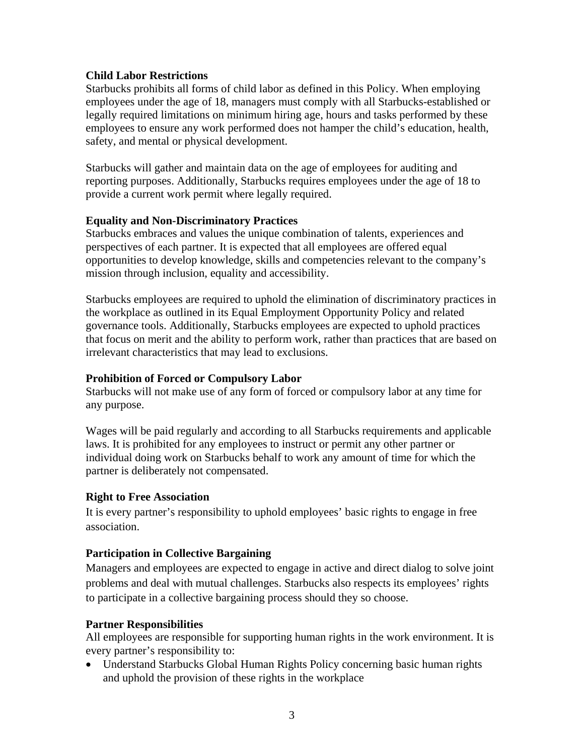**Child Labor Restrictions**

Starbucks prohibits all forms of child labor as defined in this Policy. When employing employees under the age of 18, managers must comply with all Starbucks-established or legally required limitations on minimum hiring age, hours and tasks performed by these employees to ensure any work performed does not hamper the child's education, health, safety, and mental or physical development.

Starbucks will gather and maintain data on the age of employees for auditing and reporting purposes. Additionally, Starbucks requires employees under the age of 18 to provide a current work permit where legally required.

**Equality and Non-Discriminatory Practices**

Starbucks embraces and values the unique combination of talents, experiences and perspectives of each partner. It is expected that all employees are offered equal opportunities to develop knowledge, skills and competencies relevant to the company's mission through inclusion, equality and accessibility.

Starbucks employees are required to uphold the elimination of discriminatory practices in the workplace as outlined in its Equal Employment Opportunity Policy and related governance tools. Additionally, Starbucks employees are expected to uphold practices that focus on merit and the ability to perform work, rather than practices that are based on irrelevant characteristics that may lead to exclusions.

**Prohibition of Forced or Compulsory Labor**

Starbucks will not make use of any form of forced or compulsory labor at any time for any purpose.

Wages will be paid regularly and according to all Starbucks requirements and applicable laws. It is prohibited for any employees to instruct or permit any other partner or individual doing work on Starbucks behalf to work any amount of time for which the partner is deliberately not compensated.

**Right to Free Association**

It is every partner's responsibility to uphold employees' basic rights to engage in free association.

**Participation in Collective Bargaining**

Managers and employees are expected to engage in active and direct dialog to solve joint problems and deal with mutual challenges. Starbucks also respects its employees' rights to participate in a collective bargaining process should they so choose.

**Partner Responsibilities**

All employees are responsible for supporting human rights in the work environment. It is every partner's responsibility to:

- Understand Starbucks Global Human Rights Policy concerning basic human rights and uphold the provision of these rights in the workplace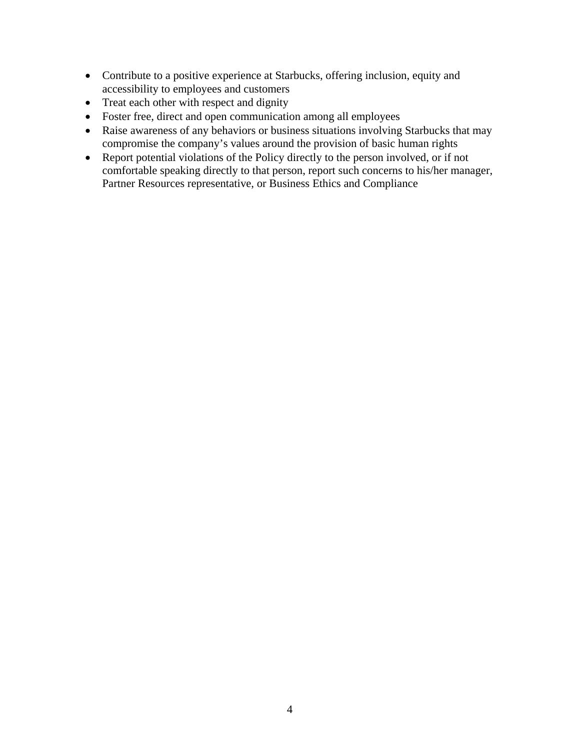- Contribute to a positive experience at Starbucks, offering inclusion, equity and accessibility to employees and customers
- Treat each other with respect and dignity
- Foster free, direct and open communication among all employees
- Raise awareness of any behaviors or business situations involving Starbucks that may compromise the company's values around the provision of basic human rights
- Report potential violations of the Policy directly to the person involved, or if not comfortable speaking directly to that person, report such concerns to his/her manager, Partner Resources representative, or Business Ethics and Compliance